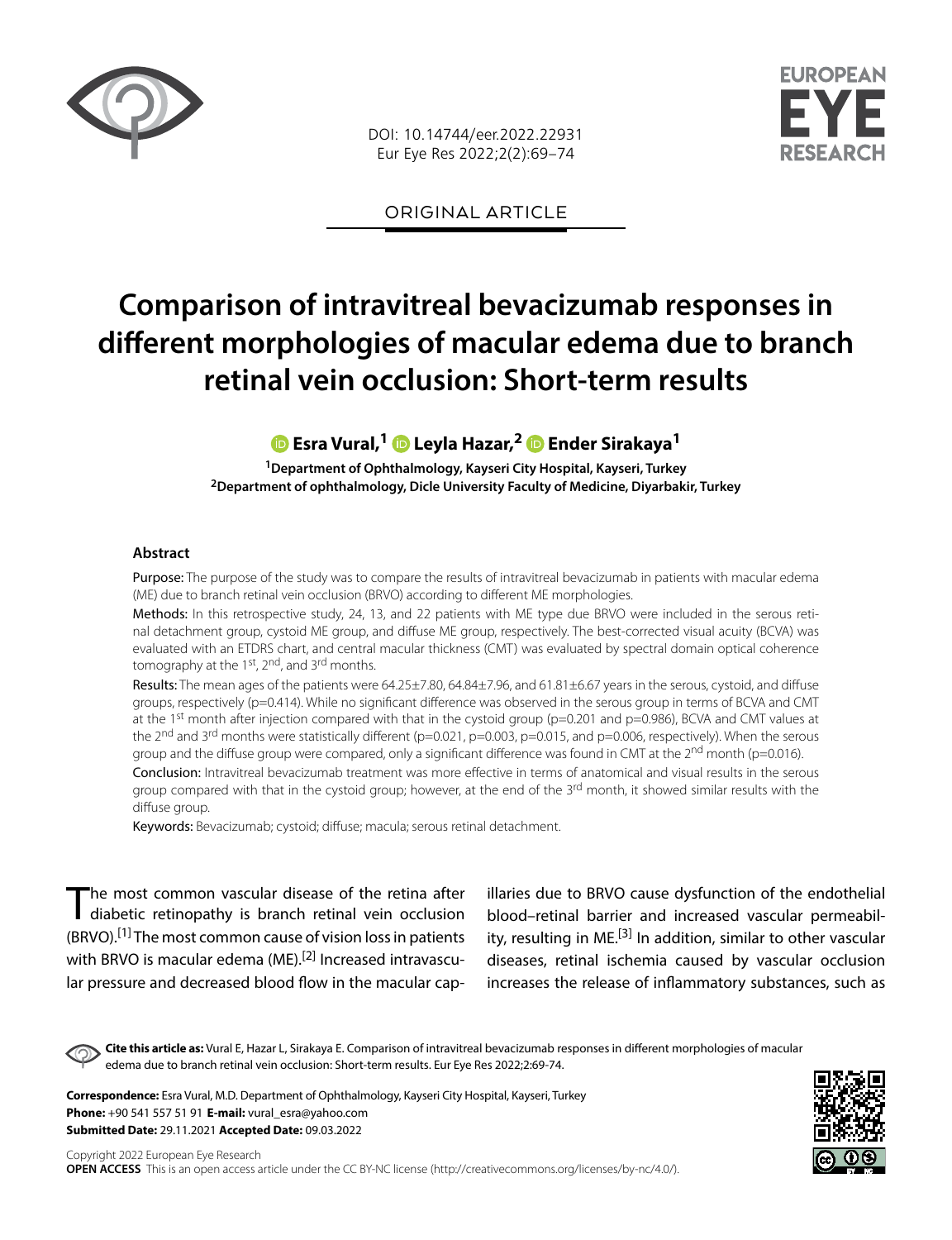ORIGINAL ARTICLE

# Comparison of intravitreal bevacizumab responses in different morphologies of macular edema due to branch retinal vein occlusion: Short-term results

**Esra Vural,[1] Leyla Hazar,[2] Ender Sirakaya[1]**

[1]Department of Ophthalmology, Kayseri City Hospital, Kayseri, Turkey
[2]Department of ophthalmology, Dicle University Faculty of Medicine, Diyarbakir, Turkey

### Abstract

Purpose: The purpose of the study was to compare the results of intravitreal bevacizumab in patients with macular edema (ME) due to branch retinal vein occlusion (BRVO) according to different ME morphologies.

Methods: In this retrospective study, 24, 13, and 22 patients with ME type due BRVO were included in the serous retinal detachment group, cystoid ME group, and diffuse ME group, respectively. The best-corrected visual acuity (BCVA) was evaluated with an ETDRS chart, and central macular thickness (CMT) was evaluated by spectral domain optical coherence tomography at the 1st, 2nd, and 3rd months.

Results: The mean ages of the patients were 64.25±7.80, 64.84±7.96, and 61.81±6.67 years in the serous, cystoid, and diffuse groups, respectively (p=0.414). While no significant difference was observed in the serous group in terms of BCVA and CMT at the 1st month after injection compared with that in the cystoid group (p=0.201 and p=0.986), BCVA and CMT values at the 2nd and 3rd months were statistically different (p=0.021, p=0.003, p=0.015, and p=0.006, respectively). When the serous group and the diffuse group were compared, only a significant difference was found in CMT at the 2nd month (p=0.016).

Conclusion: Intravitreal bevacizumab treatment was more effective in terms of anatomical and visual results in the serous group compared with that in the cystoid group; however, at the end of the 3rd month, it showed similar results with the diffuse group.

Keywords: Bevacizumab; cystoid; diffuse; macula; serous retinal detachment.

The most common vascular disease of the retina after diabetic retinopathy is branch retinal vein occlusion (BRVO).[1] The most common cause of vision loss in patients with BRVO is macular edema (ME).[2] Increased intravascular pressure and decreased blood flow in the macular capillaries due to BRVO cause dysfunction of the endothelial blood–retinal barrier and increased vascular permeability, resulting in ME.[3] In addition, similar to other vascular diseases, retinal ischemia caused by vascular occlusion increases the release of inflammatory substances, such as

**Cite this article as:** Vural E, Hazar L, Sirakaya E. Comparison of intravitreal bevacizumab responses in different morphologies of macular edema due to branch retinal vein occlusion: Short-term results. Eur Eye Res 2022;2:69-74.

**Correspondence:** Esra Vural, M.D. Department of Ophthalmology, Kayseri City Hospital, Kayseri, Turkey
**Phone:** +90 541 557 51 91 **E-mail:** vural_esra@yahoo.com
**Submitted Date:** 29.11.2021 **Accepted Date:** 09.03.2022

Copyright 2022 European Eye Research
**OPEN ACCESS** This is an open access article under the CC BY-NC license (http://creativecommons.org/licenses/by-nc/4.0/).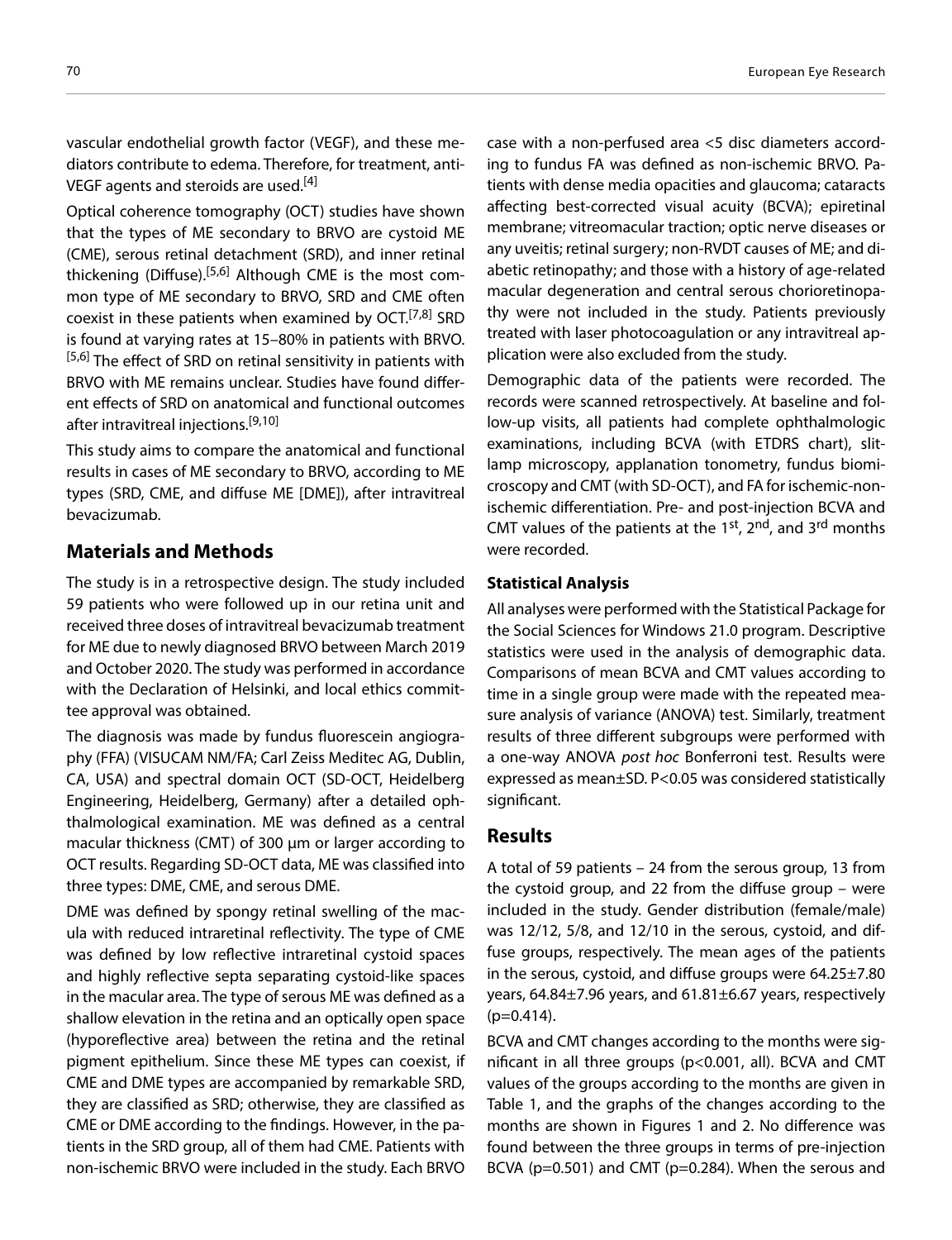vascular endothelial growth factor (VEGF), and these mediators contribute to edema. Therefore, for treatment, anti-VEGF agents and steroids are used.[4]

Optical coherence tomography (OCT) studies have shown that the types of ME secondary to BRVO are cystoid ME (CME), serous retinal detachment (SRD), and inner retinal thickening (Diffuse).[5,6] Although CME is the most common type of ME secondary to BRVO, SRD and CME often coexist in these patients when examined by OCT.[7,8] SRD is found at varying rates at 15–80% in patients with BRVO.[5,6] The effect of SRD on retinal sensitivity in patients with BRVO with ME remains unclear. Studies have found different effects of SRD on anatomical and functional outcomes after intravitreal injections.[9,10]

This study aims to compare the anatomical and functional results in cases of ME secondary to BRVO, according to ME types (SRD, CME, and diffuse ME [DME]), after intravitreal bevacizumab.

## Materials and Methods

The study is in a retrospective design. The study included 59 patients who were followed up in our retina unit and received three doses of intravitreal bevacizumab treatment for ME due to newly diagnosed BRVO between March 2019 and October 2020. The study was performed in accordance with the Declaration of Helsinki, and local ethics committee approval was obtained.

The diagnosis was made by fundus fluorescein angiography (FFA) (VISUCAM NM/FA; Carl Zeiss Meditec AG, Dublin, CA, USA) and spectral domain OCT (SD-OCT, Heidelberg Engineering, Heidelberg, Germany) after a detailed ophthalmological examination. ME was defined as a central macular thickness (CMT) of 300 µm or larger according to OCT results. Regarding SD-OCT data, ME was classified into three types: DME, CME, and serous DME.

DME was defined by spongy retinal swelling of the macula with reduced intraretinal reflectivity. The type of CME was defined by low reflective intraretinal cystoid spaces and highly reflective septa separating cystoid-like spaces in the macular area. The type of serous ME was defined as a shallow elevation in the retina and an optically open space (hyporeflective area) between the retina and the retinal pigment epithelium. Since these ME types can coexist, if CME and DME types are accompanied by remarkable SRD, they are classified as SRD; otherwise, they are classified as CME or DME according to the findings. However, in the patients in the SRD group, all of them had CME. Patients with non-ischemic BRVO were included in the study. Each BRVO case with a non-perfused area <5 disc diameters according to fundus FA was defined as non-ischemic BRVO. Patients with dense media opacities and glaucoma; cataracts affecting best-corrected visual acuity (BCVA); epiretinal membrane; vitreomacular traction; optic nerve diseases or any uveitis; retinal surgery; non-RVDT causes of ME; and diabetic retinopathy; and those with a history of age-related macular degeneration and central serous chorioretinopathy were not included in the study. Patients previously treated with laser photocoagulation or any intravitreal application were also excluded from the study.

Demographic data of the patients were recorded. The records were scanned retrospectively. At baseline and follow-up visits, all patients had complete ophthalmologic examinations, including BCVA (with ETDRS chart), slit-lamp microscopy, applanation tonometry, fundus biomicroscopy and CMT (with SD-OCT), and FA for ischemic-non-ischemic differentiation. Pre- and post-injection BCVA and CMT values of the patients at the 1st, 2nd, and 3rd months were recorded.

### Statistical Analysis

All analyses were performed with the Statistical Package for the Social Sciences for Windows 21.0 program. Descriptive statistics were used in the analysis of demographic data. Comparisons of mean BCVA and CMT values according to time in a single group were made with the repeated measure analysis of variance (ANOVA) test. Similarly, treatment results of three different subgroups were performed with a one-way ANOVA *post hoc* Bonferroni test. Results were expressed as mean±SD. $P<0.05$ was considered statistically significant.

## Results

A total of 59 patients – 24 from the serous group, 13 from the cystoid group, and 22 from the diffuse group – were included in the study. Gender distribution (female/male) was 12/12, 5/8, and 12/10 in the serous, cystoid, and diffuse groups, respectively. The mean ages of the patients in the serous, cystoid, and diffuse groups were 64.25±7.80 years, 64.84±7.96 years, and 61.81±6.67 years, respectively ($p=0.414$).

BCVA and CMT changes according to the months were significant in all three groups ($p<0.001$, all). BCVA and CMT values of the groups according to the months are given in Table 1, and the graphs of the changes according to the months are shown in Figures 1 and 2. No difference was found between the three groups in terms of pre-injection BCVA ($p=0.501$) and CMT ($p=0.284$). When the serous and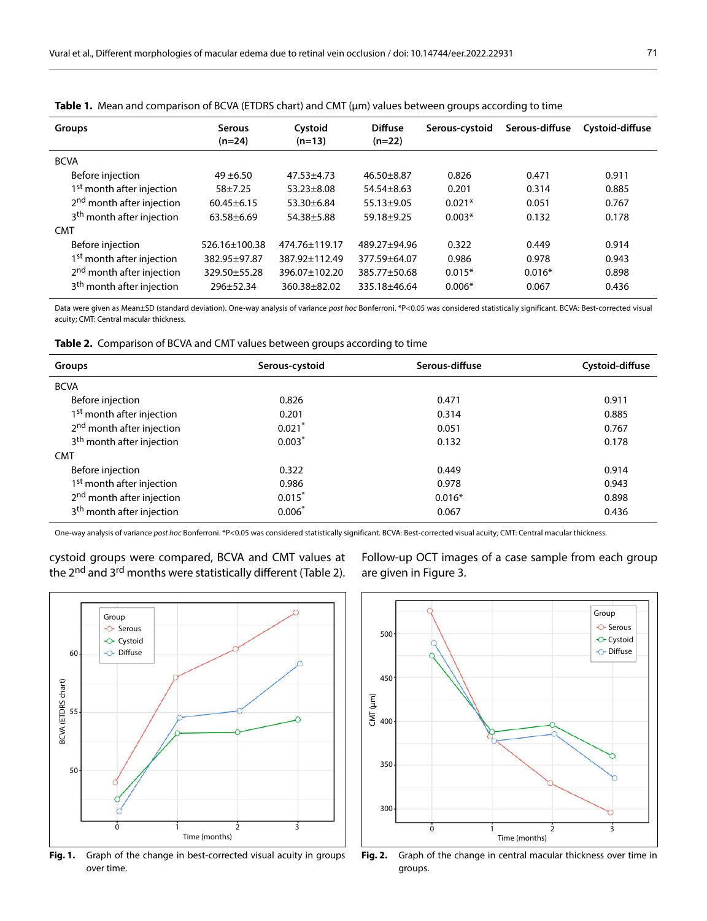**Table 1.** Mean and comparison of BCVA (ETDRS chart) and CMT (μm) values between groups according to time

| Groups | Serous (n=24) | Cystoid (n=13) | Diffuse (n=22) | Serous-cystoid | Serous-diffuse | Cystoid-diffuse |
|---|---|---|---|---|---|---|
| BCVA | | | | | | |
| Before injection | 49 ±6.50 | 47.53±4.73 | 46.50±8.87 | 0.826 | 0.471 | 0.911 |
| 1st month after injection | 58±7.25 | 53.23±8.08 | 54.54±8.63 | 0.201 | 0.314 | 0.885 |
| 2nd month after injection | 60.45±6.15 | 53.30±6.84 | 55.13±9.05 | 0.021* | 0.051 | 0.767 |
| 3th month after injection | 63.58±6.69 | 54.38±5.88 | 59.18±9.25 | 0.003* | 0.132 | 0.178 |
| CMT | | | | | | |
| Before injection | 526.16±100.38 | 474.76±119.17 | 489.27±94.96 | 0.322 | 0.449 | 0.914 |
| 1st month after injection | 382.95±97.87 | 387.92±112.49 | 377.59±64.07 | 0.986 | 0.978 | 0.943 |
| 2nd month after injection | 329.50±55.28 | 396.07±102.20 | 385.77±50.68 | 0.015* | 0.016* | 0.898 |
| 3th month after injection | 296±52.34 | 360.38±82.02 | 335.18±46.64 | 0.006* | 0.067 | 0.436 |

Data were given as Mean±SD (standard deviation). One-way analysis of variance *post hoc* Bonferroni. *P<0.05 was considered statistically significant. BCVA: Best-corrected visual acuity; CMT: Central macular thickness.

**Table 2.** Comparison of BCVA and CMT values between groups according to time

| Groups | Serous-cystoid | Serous-diffuse | Cystoid-diffuse |
|---|---|---|---|
| BCVA | | | |
| Before injection | 0.826 | 0.471 | 0.911 |
| 1st month after injection | 0.201 | 0.314 | 0.885 |
| 2nd month after injection | 0.021* | 0.051 | 0.767 |
| 3th month after injection | 0.003* | 0.132 | 0.178 |
| CMT | | | |
| Before injection | 0.322 | 0.449 | 0.914 |
| 1st month after injection | 0.986 | 0.978 | 0.943 |
| 2nd month after injection | 0.015* | 0.016* | 0.898 |
| 3th month after injection | 0.006* | 0.067 | 0.436 |

One-way analysis of variance *post hoc* Bonferroni. *P<0.05 was considered statistically significant. BCVA: Best-corrected visual acuity; CMT: Central macular thickness.

cystoid groups were compared, BCVA and CMT values at the 2nd and 3rd months were statistically different (Table 2).

Follow-up OCT images of a case sample from each group are given in Figure 3.

**Fig. 1.** Graph of the change in best-corrected visual acuity in groups over time.

**Fig. 2.** Graph of the change in central macular thickness over time in groups.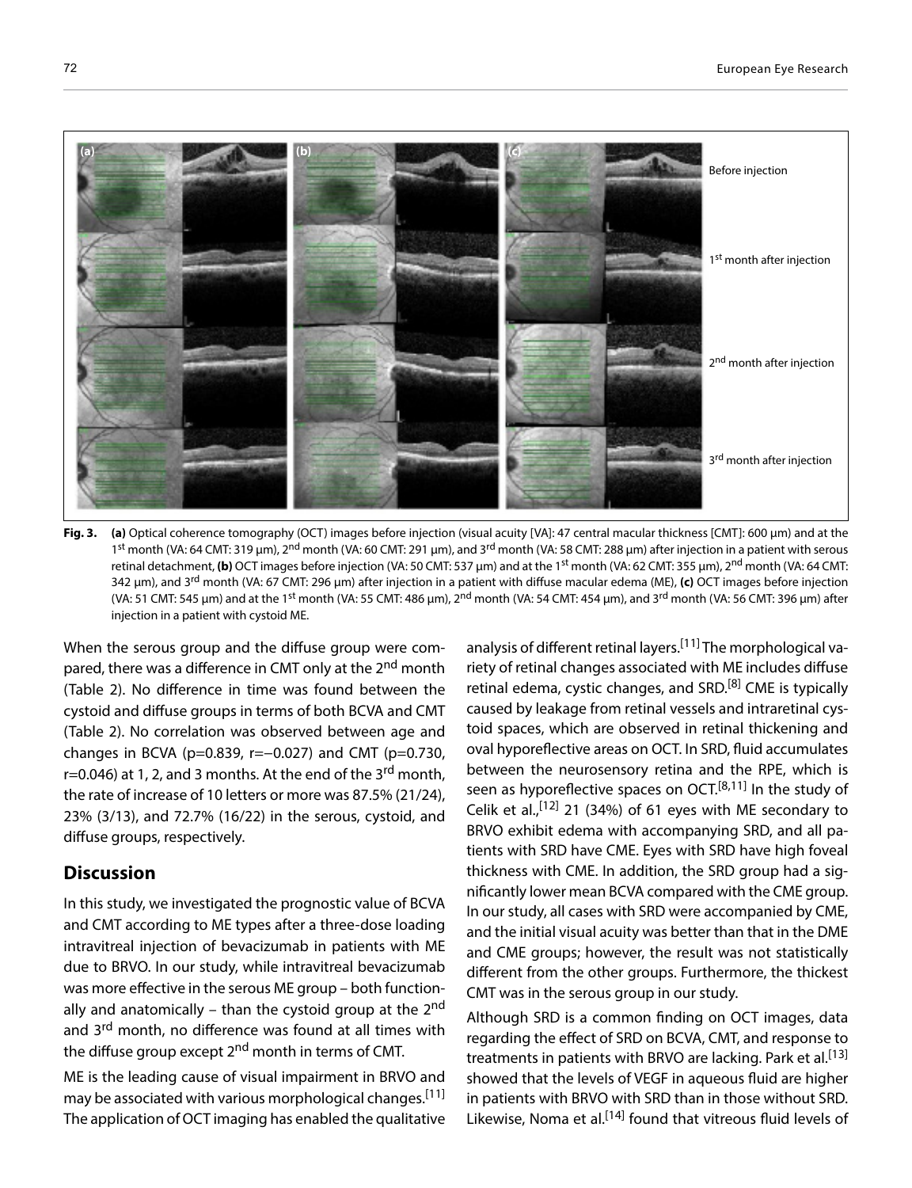**Fig. 3.** **(a)** Optical coherence tomography (OCT) images before injection (visual acuity [VA]: 47 central macular thickness [CMT]: 600 µm) and at the 1st month (VA: 64 CMT: 319 µm), 2nd month (VA: 60 CMT: 291 µm), and 3rd month (VA: 58 CMT: 288 µm) after injection in a patient with serous retinal detachment, **(b)** OCT images before injection (VA: 50 CMT: 537 µm) and at the 1st month (VA: 62 CMT: 355 µm), 2nd month (VA: 64 CMT: 342 µm), and 3rd month (VA: 67 CMT: 296 µm) after injection in a patient with diffuse macular edema (ME), **(c)** OCT images before injection (VA: 51 CMT: 545 µm) and at the 1st month (VA: 55 CMT: 486 µm), 2nd month (VA: 54 CMT: 454 µm), and 3rd month (VA: 56 CMT: 396 µm) after injection in a patient with cystoid ME.

When the serous group and the diffuse group were compared, there was a difference in CMT only at the 2nd month (Table 2). No difference in time was found between the cystoid and diffuse groups in terms of both BCVA and CMT (Table 2). No correlation was observed between age and changes in BCVA ($p=0.839$, $r=-0.027$) and CMT ($p=0.730$, $r=0.046$) at 1, 2, and 3 months. At the end of the 3rd month, the rate of increase of 10 letters or more was 87.5% (21/24), 23% (3/13), and 72.7% (16/22) in the serous, cystoid, and diffuse groups, respectively.

## Discussion

In this study, we investigated the prognostic value of BCVA and CMT according to ME types after a three-dose loading intravitreal injection of bevacizumab in patients with ME due to BRVO. In our study, while intravitreal bevacizumab was more effective in the serous ME group – both functionally and anatomically – than the cystoid group at the 2nd and 3rd month, no difference was found at all times with the diffuse group except 2nd month in terms of CMT.

ME is the leading cause of visual impairment in BRVO and may be associated with various morphological changes.[11] The application of OCT imaging has enabled the qualitative analysis of different retinal layers.[11] The morphological variety of retinal changes associated with ME includes diffuse retinal edema, cystic changes, and SRD.[8] CME is typically caused by leakage from retinal vessels and intraretinal cystoid spaces, which are observed in retinal thickening and oval hyporeflective areas on OCT. In SRD, fluid accumulates between the neurosensory retina and the RPE, which is seen as hyporeflective spaces on OCT.[8,11] In the study of Celik et al.,[12] 21 (34%) of 61 eyes with ME secondary to BRVO exhibit edema with accompanying SRD, and all patients with SRD have CME. Eyes with SRD have high foveal thickness with CME. In addition, the SRD group had a significantly lower mean BCVA compared with the CME group. In our study, all cases with SRD were accompanied by CME, and the initial visual acuity was better than that in the DME and CME groups; however, the result was not statistically different from the other groups. Furthermore, the thickest CMT was in the serous group in our study.

Although SRD is a common finding on OCT images, data regarding the effect of SRD on BCVA, CMT, and response to treatments in patients with BRVO are lacking. Park et al.[13] showed that the levels of VEGF in aqueous fluid are higher in patients with BRVO with SRD than in those without SRD. Likewise, Noma et al.[14] found that vitreous fluid levels of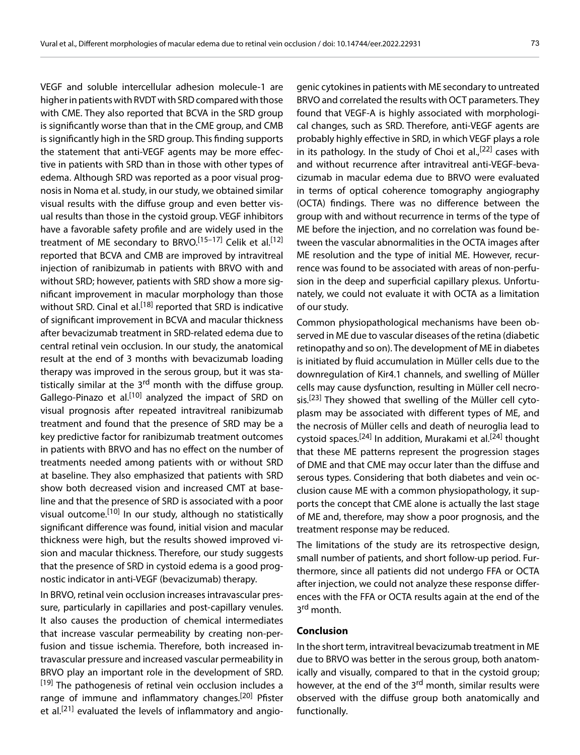VEGF and soluble intercellular adhesion molecule-1 are higher in patients with RVDT with SRD compared with those with CME. They also reported that BCVA in the SRD group is significantly worse than that in the CME group, and CMB is significantly high in the SRD group. This finding supports the statement that anti-VEGF agents may be more effective in patients with SRD than in those with other types of edema. Although SRD was reported as a poor visual prognosis in Noma et al. study, in our study, we obtained similar visual results with the diffuse group and even better visual results than those in the cystoid group. VEGF inhibitors have a favorable safety profile and are widely used in the treatment of ME secondary to BRVO.[15–17] Celik et al.[12] reported that BCVA and CMB are improved by intravitreal injection of ranibizumab in patients with BRVO with and without SRD; however, patients with SRD show a more significant improvement in macular morphology than those without SRD. Cinal et al.[18] reported that SRD is indicative of significant improvement in BCVA and macular thickness after bevacizumab treatment in SRD-related edema due to central retinal vein occlusion. In our study, the anatomical result at the end of 3 months with bevacizumab loading therapy was improved in the serous group, but it was statistically similar at the 3rd month with the diffuse group. Gallego-Pinazo et al.[10] analyzed the impact of SRD on visual prognosis after repeated intravitreal ranibizumab treatment and found that the presence of SRD may be a key predictive factor for ranibizumab treatment outcomes in patients with BRVO and has no effect on the number of treatments needed among patients with or without SRD at baseline. They also emphasized that patients with SRD show both decreased vision and increased CMT at baseline and that the presence of SRD is associated with a poor visual outcome.[10] In our study, although no statistically significant difference was found, initial vision and macular thickness were high, but the results showed improved vision and macular thickness. Therefore, our study suggests that the presence of SRD in cystoid edema is a good prognostic indicator in anti-VEGF (bevacizumab) therapy.

In BRVO, retinal vein occlusion increases intravascular pressure, particularly in capillaries and post-capillary venules. It also causes the production of chemical intermediates that increase vascular permeability by creating non-perfusion and tissue ischemia. Therefore, both increased intravascular pressure and increased vascular permeability in BRVO play an important role in the development of SRD.[19] The pathogenesis of retinal vein occlusion includes a range of immune and inflammatory changes.[20] Pfister et al.[21] evaluated the levels of inflammatory and angiogenic cytokines in patients with ME secondary to untreated BRVO and correlated the results with OCT parameters. They found that VEGF-A is highly associated with morphological changes, such as SRD. Therefore, anti-VEGF agents are probably highly effective in SRD, in which VEGF plays a role in its pathology. In the study of Choi et al.,[22] cases with and without recurrence after intravitreal anti-VEGF-bevacizumab in macular edema due to BRVO were evaluated in terms of optical coherence tomography angiography (OCTA) findings. There was no difference between the group with and without recurrence in terms of the type of ME before the injection, and no correlation was found between the vascular abnormalities in the OCTA images after ME resolution and the type of initial ME. However, recurrence was found to be associated with areas of non-perfusion in the deep and superficial capillary plexus. Unfortunately, we could not evaluate it with OCTA as a limitation of our study.

Common physiopathological mechanisms have been observed in ME due to vascular diseases of the retina (diabetic retinopathy and so on). The development of ME in diabetes is initiated by fluid accumulation in Müller cells due to the downregulation of Kir4.1 channels, and swelling of Müller cells may cause dysfunction, resulting in Müller cell necrosis.[23] They showed that swelling of the Müller cell cytoplasm may be associated with different types of ME, and the necrosis of Müller cells and death of neuroglia lead to cystoid spaces.[24] In addition, Murakami et al.[24] thought that these ME patterns represent the progression stages of DME and that CME may occur later than the diffuse and serous types. Considering that both diabetes and vein occlusion cause ME with a common physiopathology, it supports the concept that CME alone is actually the last stage of ME and, therefore, may show a poor prognosis, and the treatment response may be reduced.

The limitations of the study are its retrospective design, small number of patients, and short follow-up period. Furthermore, since all patients did not undergo FFA or OCTA after injection, we could not analyze these response differences with the FFA or OCTA results again at the end of the 3rd month.

## Conclusion

In the short term, intravitreal bevacizumab treatment in ME due to BRVO was better in the serous group, both anatomically and visually, compared to that in the cystoid group; however, at the end of the 3rd month, similar results were observed with the diffuse group both anatomically and functionally.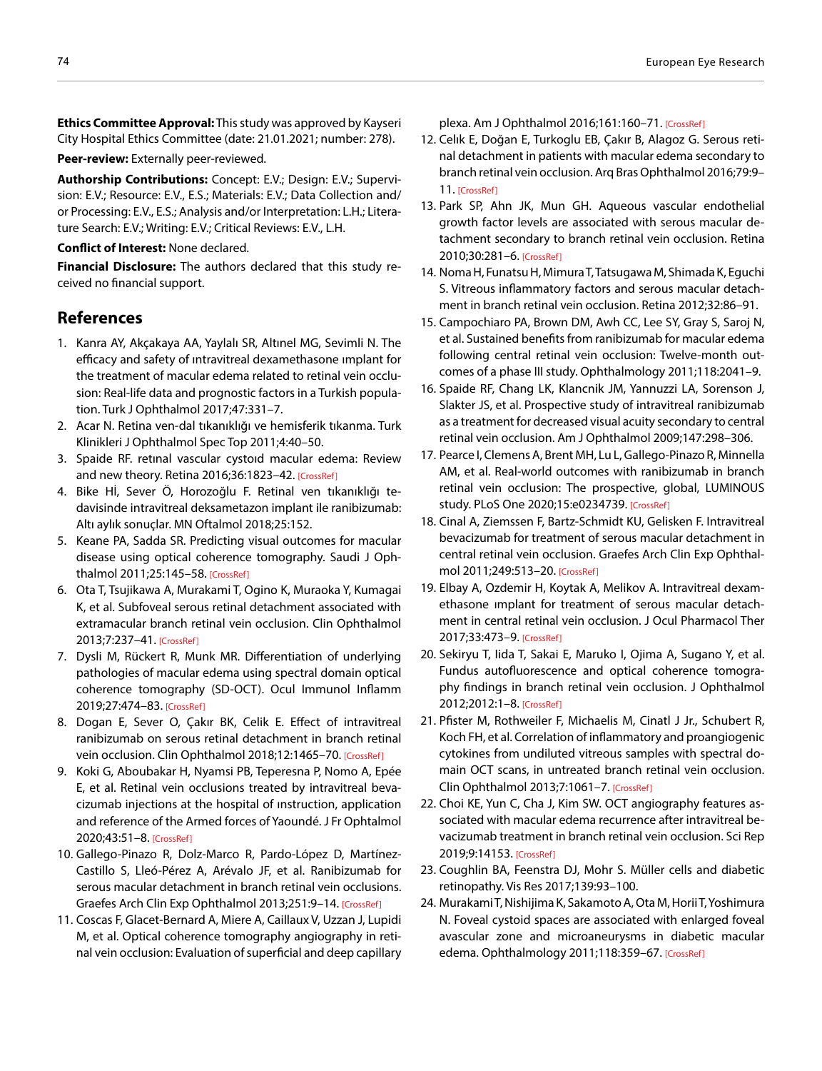**Ethics Committee Approval:** This study was approved by Kayseri City Hospital Ethics Committee (date: 21.01.2021; number: 278).

**Peer-review:** Externally peer-reviewed.

**Authorship Contributions:** Concept: E.V.; Design: E.V.; Supervision: E.V.; Resource: E.V., E.S.; Materials: E.V.; Data Collection and/or Processing: E.V., E.S.; Analysis and/or Interpretation: L.H.; Literature Search: E.V.; Writing: E.V.; Critical Reviews: E.V., L.H.

**Conflict of Interest:** None declared.

**Financial Disclosure:** The authors declared that this study received no financial support.

## References

1. Kanra AY, Akçakaya AA, Yaylalı SR, Altınel MG, Sevimli N. The efficacy and safety of ıntravitreal dexamethasone ımplant for the treatment of macular edema related to retinal vein occlusion: Real-life data and prognostic factors in a Turkish population. Turk J Ophthalmol 2017;47:331–7.
2. Acar N. Retina ven-dal tıkanıklığı ve hemisferik tıkanma. Turk Klinikleri J Ophthalmol Spec Top 2011;4:40–50.
3. Spaide RF. retınal vascular cystoıd macular edema: Review and new theory. Retina 2016;36:1823–42. [CrossRef]
4. Bike Hİ, Sever Ö, Horozoğlu F. Retinal ven tıkanıklığı tedavisinde intravitreal deksametazon implant ile ranibizumab: Altı aylık sonuçlar. MN Oftalmol 2018;25:152.
5. Keane PA, Sadda SR. Predicting visual outcomes for macular disease using optical coherence tomography. Saudi J Ophthalmol 2011;25:145–58. [CrossRef]
6. Ota T, Tsujikawa A, Murakami T, Ogino K, Muraoka Y, Kumagai K, et al. Subfoveal serous retinal detachment associated with extramacular branch retinal vein occlusion. Clin Ophthalmol 2013;7:237–41. [CrossRef]
7. Dysli M, Rückert R, Munk MR. Differentiation of underlying pathologies of macular edema using spectral domain optical coherence tomography (SD-OCT). Ocul Immunol Inflamm 2019;27:474–83. [CrossRef]
8. Dogan E, Sever O, Çakır BK, Celik E. Effect of intravitreal ranibizumab on serous retinal detachment in branch retinal vein occlusion. Clin Ophthalmol 2018;12:1465–70. [CrossRef]
9. Koki G, Aboubakar H, Nyamsi PB, Teperesna P, Nomo A, Epée E, et al. Retinal vein occlusions treated by intravitreal bevacizumab injections at the hospital of ınstruction, application and reference of the Armed forces of Yaoundé. J Fr Ophtalmol 2020;43:51–8. [CrossRef]
10. Gallego-Pinazo R, Dolz-Marco R, Pardo-López D, Martínez-Castillo S, Lleó-Pérez A, Arévalo JF, et al. Ranibizumab for serous macular detachment in branch retinal vein occlusions. Graefes Arch Clin Exp Ophthalmol 2013;251:9–14. [CrossRef]
11. Coscas F, Glacet-Bernard A, Miere A, Caillaux V, Uzzan J, Lupidi M, et al. Optical coherence tomography angiography in retinal vein occlusion: Evaluation of superficial and deep capillary plexa. Am J Ophthalmol 2016;161:160–71. [CrossRef]
12. Celık E, Doğan E, Turkoglu EB, Çakır B, Alagoz G. Serous retinal detachment in patients with macular edema secondary to branch retinal vein occlusion. Arq Bras Ophthalmol 2016;79:9–11. [CrossRef]
13. Park SP, Ahn JK, Mun GH. Aqueous vascular endothelial growth factor levels are associated with serous macular detachment secondary to branch retinal vein occlusion. Retina 2010;30:281–6. [CrossRef]
14. Noma H, Funatsu H, Mimura T, Tatsugawa M, Shimada K, Eguchi S. Vitreous inflammatory factors and serous macular detachment in branch retinal vein occlusion. Retina 2012;32:86–91.
15. Campochiaro PA, Brown DM, Awh CC, Lee SY, Gray S, Saroj N, et al. Sustained benefits from ranibizumab for macular edema following central retinal vein occlusion: Twelve-month outcomes of a phase III study. Ophthalmology 2011;118:2041–9.
16. Spaide RF, Chang LK, Klancnik JM, Yannuzzi LA, Sorenson J, Slakter JS, et al. Prospective study of intravitreal ranibizumab as a treatment for decreased visual acuity secondary to central retinal vein occlusion. Am J Ophthalmol 2009;147:298–306.
17. Pearce I, Clemens A, Brent MH, Lu L, Gallego-Pinazo R, Minnella AM, et al. Real-world outcomes with ranibizumab in branch retinal vein occlusion: The prospective, global, LUMINOUS study. PLoS One 2020;15:e0234739. [CrossRef]
18. Cinal A, Ziemssen F, Bartz-Schmidt KU, Gelisken F. Intravitreal bevacizumab for treatment of serous macular detachment in central retinal vein occlusion. Graefes Arch Clin Exp Ophthalmol 2011;249:513–20. [CrossRef]
19. Elbay A, Ozdemir H, Koytak A, Melikov A. Intravitreal dexamethasone ımplant for treatment of serous macular detachment in central retinal vein occlusion. J Ocul Pharmacol Ther 2017;33:473–9. [CrossRef]
20. Sekiryu T, Iida T, Sakai E, Maruko I, Ojima A, Sugano Y, et al. Fundus autofluorescence and optical coherence tomography findings in branch retinal vein occlusion. J Ophthalmol 2012;2012:1–8. [CrossRef]
21. Pfister M, Rothweiler F, Michaelis M, Cinatl J Jr., Schubert R, Koch FH, et al. Correlation of inflammatory and proangiogenic cytokines from undiluted vitreous samples with spectral domain OCT scans, in untreated branch retinal vein occlusion. Clin Ophthalmol 2013;7:1061–7. [CrossRef]
22. Choi KE, Yun C, Cha J, Kim SW. OCT angiography features associated with macular edema recurrence after intravitreal bevacizumab treatment in branch retinal vein occlusion. Sci Rep 2019;9:14153. [CrossRef]
23. Coughlin BA, Feenstra DJ, Mohr S. Müller cells and diabetic retinopathy. Vis Res 2017;139:93–100.
24. Murakami T, Nishijima K, Sakamoto A, Ota M, Horii T, Yoshimura N. Foveal cystoid spaces are associated with enlarged foveal avascular zone and microaneurysms in diabetic macular edema. Ophthalmology 2011;118:359–67. [CrossRef]